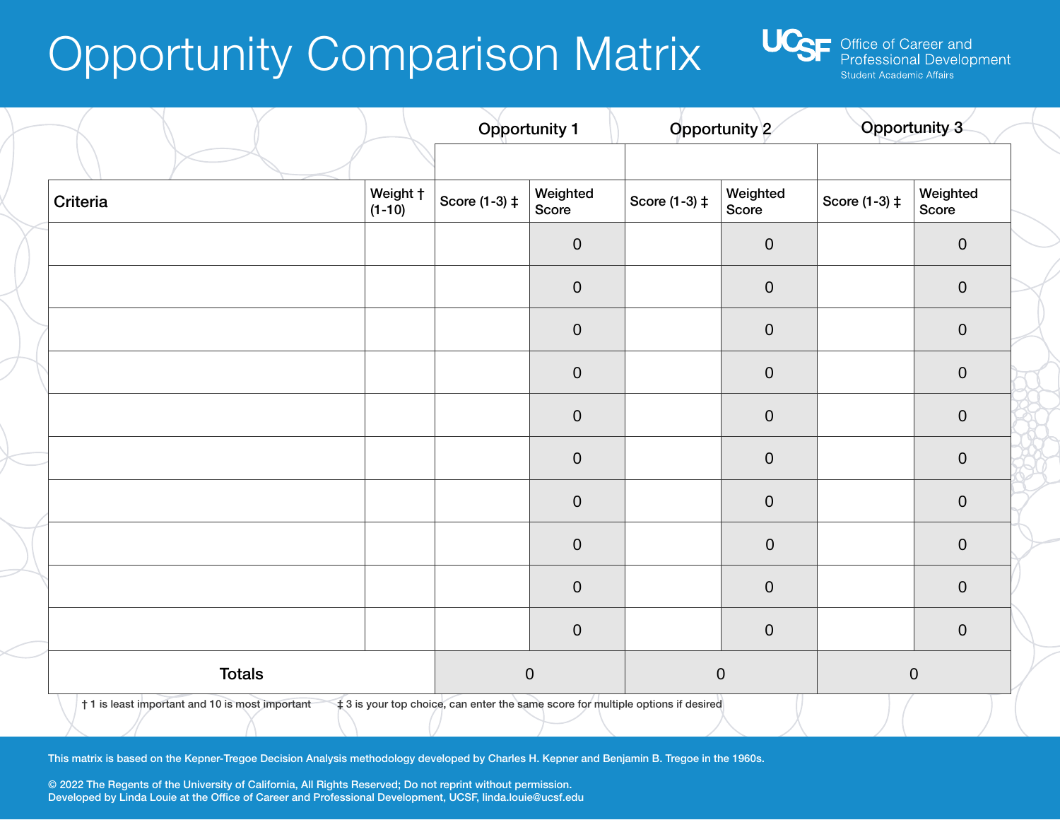# Opportunity Comparison Matrix

UCSF Office of Career and Professional Development
Student Academic Affairs

| | | Opportunity 1 | | Opportunity 2 | | Opportunity 3 | |
|---|---|---|---|---|---|---|---|
| **Criteria** | **Weight † (1-10)** | **Score (1-3) ‡** | **Weighted Score** | **Score (1-3) ‡** | **Weighted Score** | **Score (1-3) ‡** | **Weighted Score** |
| | | | 0 | | 0 | | 0 |
| | | | 0 | | 0 | | 0 |
| | | | 0 | | 0 | | 0 |
| | | | 0 | | 0 | | 0 |
| | | | 0 | | 0 | | 0 |
| | | | 0 | | 0 | | 0 |
| | | | 0 | | 0 | | 0 |
| | | | 0 | | 0 | | 0 |
| | | | 0 | | 0 | | 0 |
| | | | 0 | | 0 | | 0 |
| **Totals** | | 0 | | 0 | | 0 | |

† 1 is least important and 10 is most important ‡ 3 is your top choice, can enter the same score for multiple options if desired

This matrix is based on the Kepner-Tregoe Decision Analysis methodology developed by Charles H. Kepner and Benjamin B. Tregoe in the 1960s.

© 2022 The Regents of the University of California, All Rights Reserved; Do not reprint without permission.
Developed by Linda Louie at the Office of Career and Professional Development, UCSF, linda.louie@ucsf.edu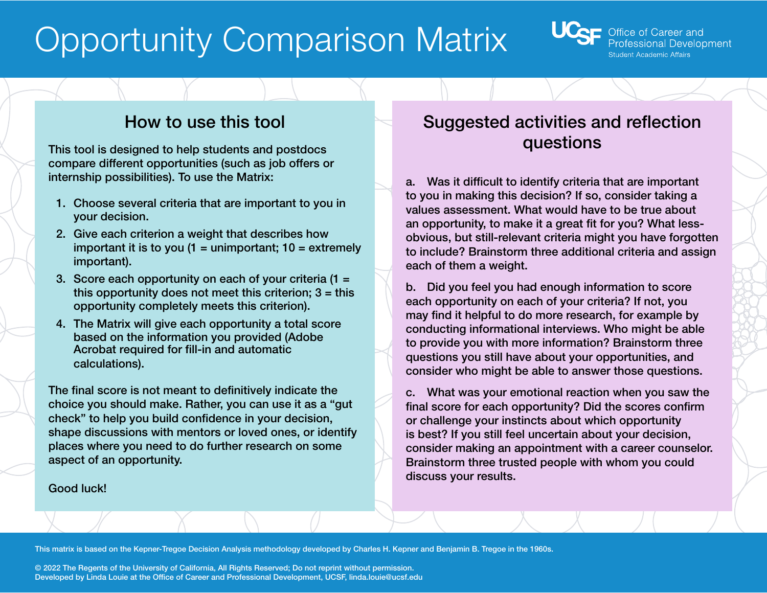# Opportunity Comparison Matrix

UCSF Office of Career and Professional Development
Student Academic Affairs

## How to use this tool

This tool is designed to help students and postdocs compare different opportunities (such as job offers or internship possibilities). To use the Matrix:

1. Choose several criteria that are important to you in your decision.
2. Give each criterion a weight that describes how important it is to you (1 = unimportant; 10 = extremely important).
3. Score each opportunity on each of your criteria (1 = this opportunity does not meet this criterion; 3 = this opportunity completely meets this criterion).
4. The Matrix will give each opportunity a total score based on the information you provided (Adobe Acrobat required for fill-in and automatic calculations).

The final score is not meant to definitively indicate the choice you should make. Rather, you can use it as a "gut check" to help you build confidence in your decision, shape discussions with mentors or loved ones, or identify places where you need to do further research on some aspect of an opportunity.

Good luck!

## Suggested activities and reflection questions

a. Was it difficult to identify criteria that are important to you in making this decision? If so, consider taking a values assessment. What would have to be true about an opportunity, to make it a great fit for you? What less-obvious, but still-relevant criteria might you have forgotten to include? Brainstorm three additional criteria and assign each of them a weight.

b. Did you feel you had enough information to score each opportunity on each of your criteria? If not, you may find it helpful to do more research, for example by conducting informational interviews. Who might be able to provide you with more information? Brainstorm three questions you still have about your opportunities, and consider who might be able to answer those questions.

c. What was your emotional reaction when you saw the final score for each opportunity? Did the scores confirm or challenge your instincts about which opportunity is best? If you still feel uncertain about your decision, consider making an appointment with a career counselor. Brainstorm three trusted people with whom you could discuss your results.

This matrix is based on the Kepner-Tregoe Decision Analysis methodology developed by Charles H. Kepner and Benjamin B. Tregoe in the 1960s.

© 2022 The Regents of the University of California, All Rights Reserved; Do not reprint without permission.
Developed by Linda Louie at the Office of Career and Professional Development, UCSF, linda.louie@ucsf.edu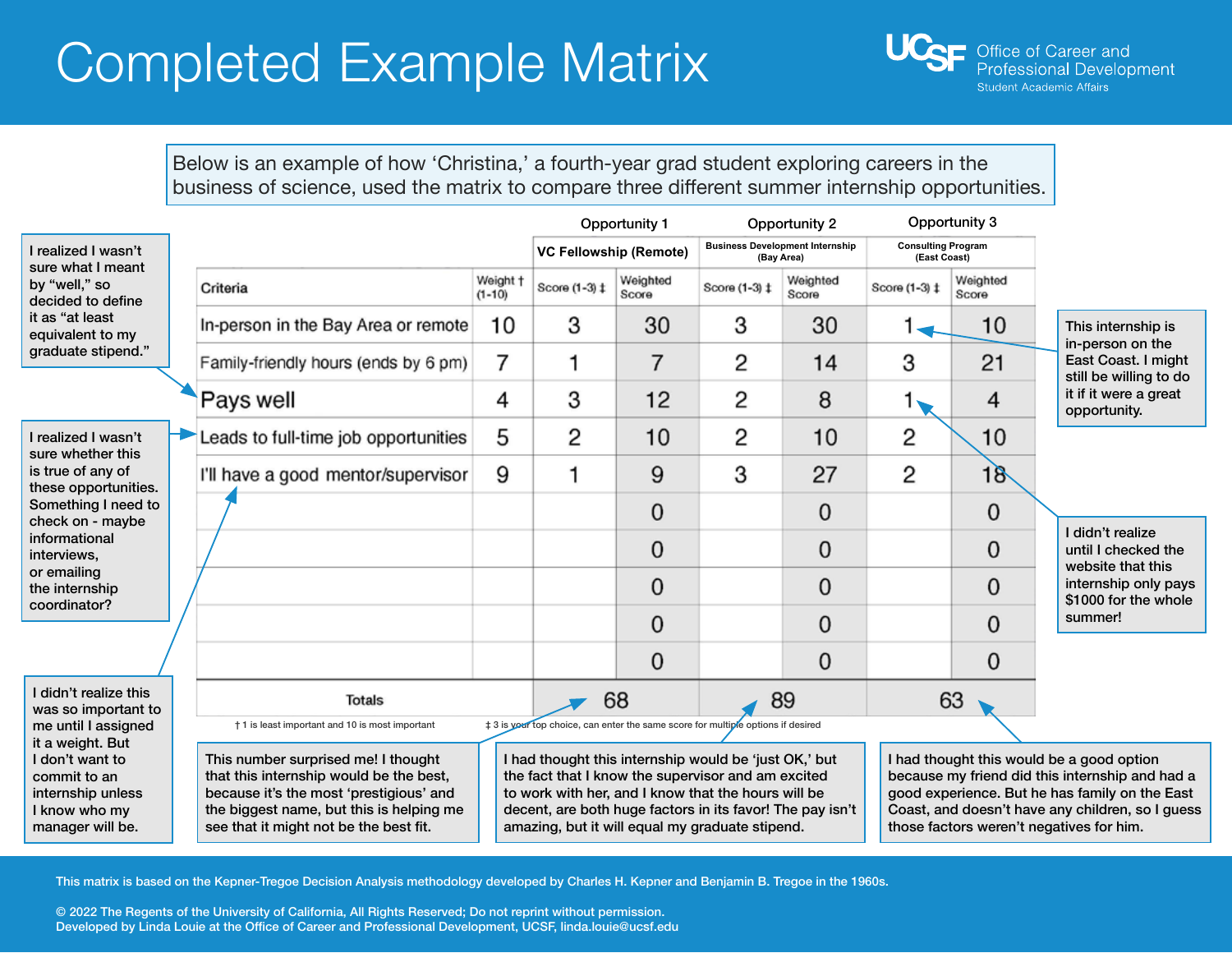# Completed Example Matrix

UCSF Office of Career and Professional Development
Student Academic Affairs

Below is an example of how 'Christina,' a fourth-year grad student exploring careers in the business of science, used the matrix to compare three different summer internship opportunities.

| | | Opportunity 1 | | Opportunity 2 | | Opportunity 3 | |
|---|---|---|---|---|---|---|---|
| | | VC Fellowship (Remote) | | Business Development Internship (Bay Area) | | Consulting Program (East Coast) | |
| Criteria | Weight † (1-10) | Score (1-3) ‡ | Weighted Score | Score (1-3) ‡ | Weighted Score | Score (1-3) ‡ | Weighted Score |
| In-person in the Bay Area or remote | 10 | 3 | 30 | 3 | 30 | 1 | 10 |
| Family-friendly hours (ends by 6 pm) | 7 | 1 | 7 | 2 | 14 | 3 | 21 |
| Pays well | 4 | 3 | 12 | 2 | 8 | 1 | 4 |
| Leads to full-time job opportunities | 5 | 2 | 10 | 2 | 10 | 2 | 10 |
| I'll have a good mentor/supervisor | 9 | 1 | 9 | 3 | 27 | 2 | 18 |
| | | | 0 | | 0 | | 0 |
| | | | 0 | | 0 | | 0 |
| | | | 0 | | 0 | | 0 |
| | | | 0 | | 0 | | 0 |
| | | | 0 | | 0 | | 0 |
| Totals | | | 68 | | 89 | | 63 |

† 1 is least important and 10 is most important

‡ 3 is your top choice, can enter the same score for multiple options if desired

I realized I wasn't sure what I meant by "well," so decided to define it as "at least equivalent to my graduate stipend."

I realized I wasn't sure whether this is true of any of these opportunities. Something I need to check on - maybe informational interviews, or emailing the internship coordinator?

I didn't realize this was so important to me until I assigned it a weight. But I don't want to commit to an internship unless I know who my manager will be.

This internship is in-person on the East Coast. I might still be willing to do it if it were a great opportunity.

I didn't realize until I checked the website that this internship only pays $1000 for the whole summer!

This number surprised me! I thought that this internship would be the best, because it's the most 'prestigious' and the biggest name, but this is helping me see that it might not be the best fit.

I had thought this internship would be 'just OK,' but the fact that I know the supervisor and am excited to work with her, and I know that the hours will be decent, are both huge factors in its favor! The pay isn't amazing, but it will equal my graduate stipend.

I had thought this would be a good option because my friend did this internship and had a good experience. But he has family on the East Coast, and doesn't have any children, so I guess those factors weren't negatives for him.

This matrix is based on the Kepner-Tregoe Decision Analysis methodology developed by Charles H. Kepner and Benjamin B. Tregoe in the 1960s.

© 2022 The Regents of the University of California, All Rights Reserved; Do not reprint without permission.
Developed by Linda Louie at the Office of Career and Professional Development, UCSF, linda.louie@ucsf.edu